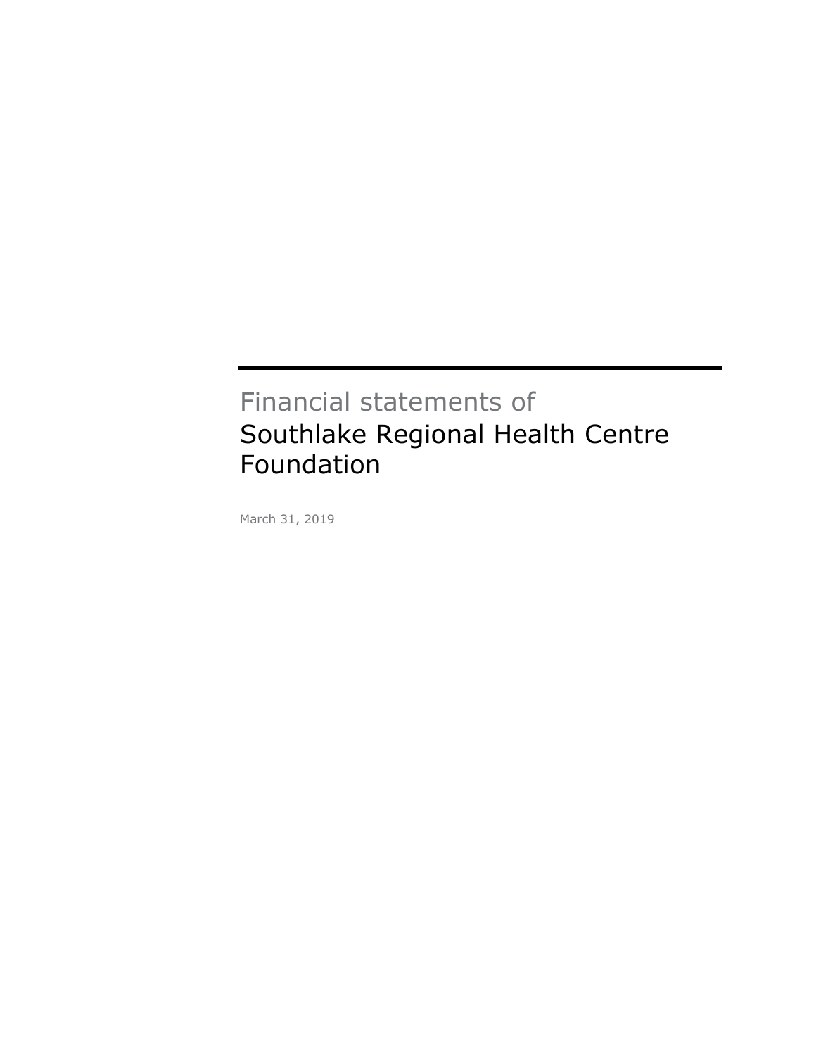Financial statements of

# Southlake Regional Health Centre Foundation

March 31, 2019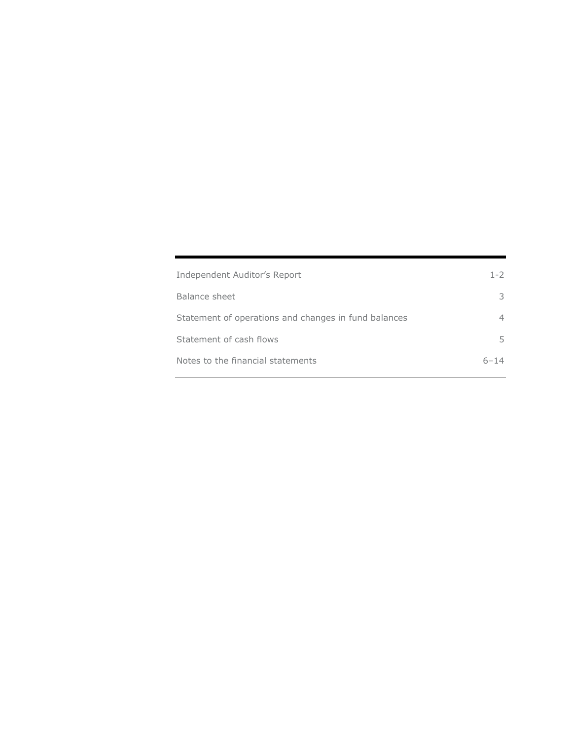| | |
|---|---|
| Independent Auditor’s Report | 1-2 |
| Balance sheet | 3 |
| Statement of operations and changes in fund balances | 4 |
| Statement of cash flows | 5 |
| Notes to the financial statements | 6–14 |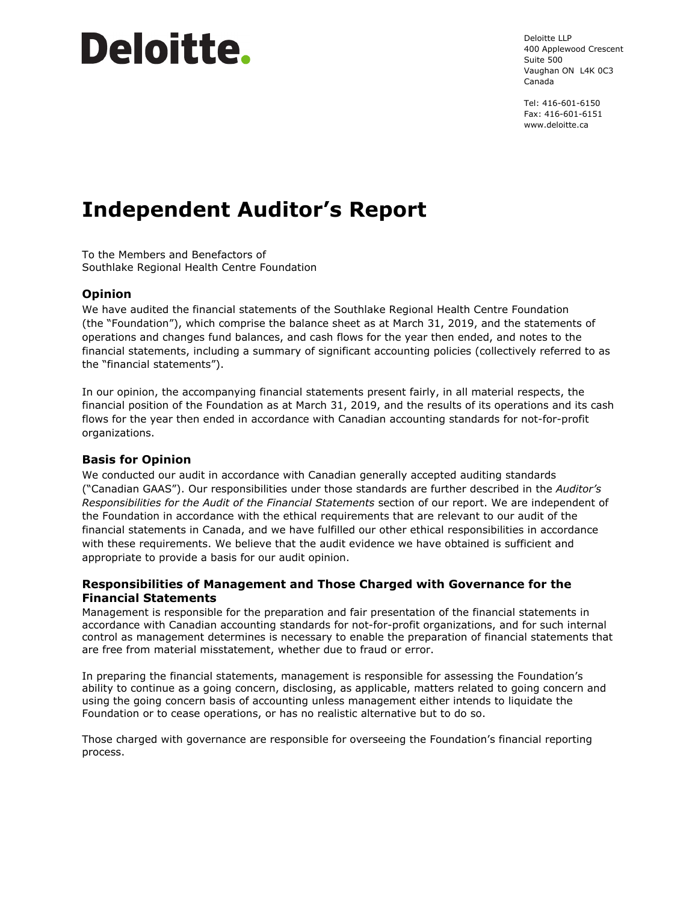Deloitte.

Deloitte LLP
400 Applewood Crescent
Suite 500
Vaughan ON L4K 0C3
Canada

Tel: 416-601-6150
Fax: 416-601-6151
www.deloitte.ca

# Independent Auditor's Report

To the Members and Benefactors of
Southlake Regional Health Centre Foundation

### Opinion

We have audited the financial statements of the Southlake Regional Health Centre Foundation (the "Foundation"), which comprise the balance sheet as at March 31, 2019, and the statements of operations and changes fund balances, and cash flows for the year then ended, and notes to the financial statements, including a summary of significant accounting policies (collectively referred to as the "financial statements").

In our opinion, the accompanying financial statements present fairly, in all material respects, the financial position of the Foundation as at March 31, 2019, and the results of its operations and its cash flows for the year then ended in accordance with Canadian accounting standards for not-for-profit organizations.

### Basis for Opinion

We conducted our audit in accordance with Canadian generally accepted auditing standards ("Canadian GAAS"). Our responsibilities under those standards are further described in the *Auditor's Responsibilities for the Audit of the Financial Statements* section of our report. We are independent of the Foundation in accordance with the ethical requirements that are relevant to our audit of the financial statements in Canada, and we have fulfilled our other ethical responsibilities in accordance with these requirements. We believe that the audit evidence we have obtained is sufficient and appropriate to provide a basis for our audit opinion.

### Responsibilities of Management and Those Charged with Governance for the Financial Statements

Management is responsible for the preparation and fair presentation of the financial statements in accordance with Canadian accounting standards for not-for-profit organizations, and for such internal control as management determines is necessary to enable the preparation of financial statements that are free from material misstatement, whether due to fraud or error.

In preparing the financial statements, management is responsible for assessing the Foundation's ability to continue as a going concern, disclosing, as applicable, matters related to going concern and using the going concern basis of accounting unless management either intends to liquidate the Foundation or to cease operations, or has no realistic alternative but to do so.

Those charged with governance are responsible for overseeing the Foundation's financial reporting process.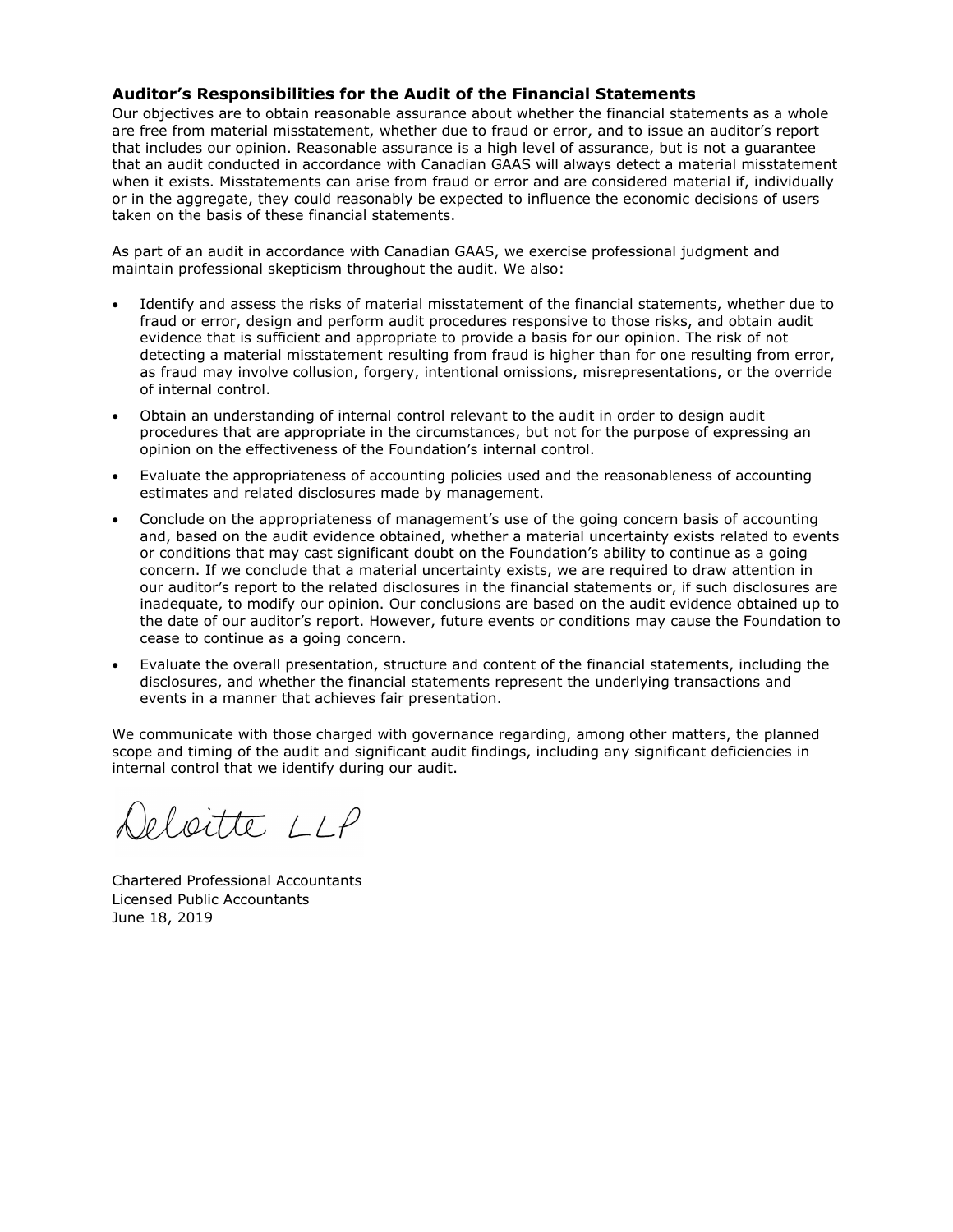### Auditor's Responsibilities for the Audit of the Financial Statements

Our objectives are to obtain reasonable assurance about whether the financial statements as a whole are free from material misstatement, whether due to fraud or error, and to issue an auditor's report that includes our opinion. Reasonable assurance is a high level of assurance, but is not a guarantee that an audit conducted in accordance with Canadian GAAS will always detect a material misstatement when it exists. Misstatements can arise from fraud or error and are considered material if, individually or in the aggregate, they could reasonably be expected to influence the economic decisions of users taken on the basis of these financial statements.

As part of an audit in accordance with Canadian GAAS, we exercise professional judgment and maintain professional skepticism throughout the audit. We also:

- Identify and assess the risks of material misstatement of the financial statements, whether due to fraud or error, design and perform audit procedures responsive to those risks, and obtain audit evidence that is sufficient and appropriate to provide a basis for our opinion. The risk of not detecting a material misstatement resulting from fraud is higher than for one resulting from error, as fraud may involve collusion, forgery, intentional omissions, misrepresentations, or the override of internal control.
- Obtain an understanding of internal control relevant to the audit in order to design audit procedures that are appropriate in the circumstances, but not for the purpose of expressing an opinion on the effectiveness of the Foundation's internal control.
- Evaluate the appropriateness of accounting policies used and the reasonableness of accounting estimates and related disclosures made by management.
- Conclude on the appropriateness of management's use of the going concern basis of accounting and, based on the audit evidence obtained, whether a material uncertainty exists related to events or conditions that may cast significant doubt on the Foundation's ability to continue as a going concern. If we conclude that a material uncertainty exists, we are required to draw attention in our auditor's report to the related disclosures in the financial statements or, if such disclosures are inadequate, to modify our opinion. Our conclusions are based on the audit evidence obtained up to the date of our auditor's report. However, future events or conditions may cause the Foundation to cease to continue as a going concern.
- Evaluate the overall presentation, structure and content of the financial statements, including the disclosures, and whether the financial statements represent the underlying transactions and events in a manner that achieves fair presentation.

We communicate with those charged with governance regarding, among other matters, the planned scope and timing of the audit and significant audit findings, including any significant deficiencies in internal control that we identify during our audit.

Deloitte LLP

Chartered Professional Accountants
Licensed Public Accountants
June 18, 2019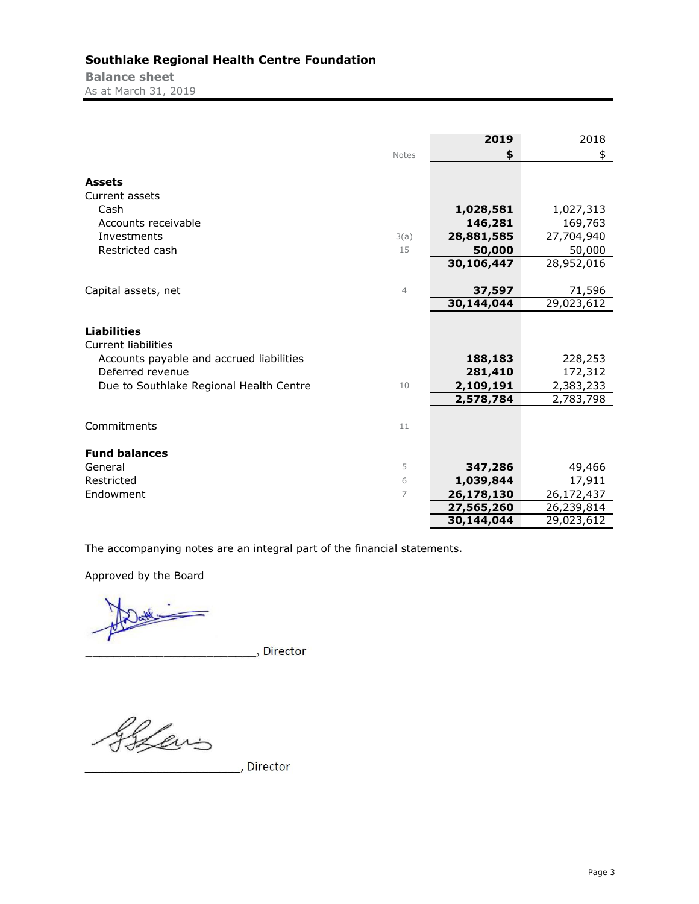**Southlake Regional Health Centre Foundation**

**Balance sheet**

As at March 31, 2019

| | Notes | 2019 $ | 2018 $ |
|---|---|---|---|
| **Assets** | | | |
| Current assets | | | |
| Cash | | **1,028,581** | 1,027,313 |
| Accounts receivable | | **146,281** | 169,763 |
| Investments | 3(a) | **28,881,585** | 27,704,940 |
| Restricted cash | 15 | **50,000** | 50,000 |
| | | **30,106,447** | 28,952,016 |
| Capital assets, net | 4 | **37,597** | 71,596 |
| | | **30,144,044** | 29,023,612 |
| **Liabilities** | | | |
| Current liabilities | | | |
| Accounts payable and accrued liabilities | | **188,183** | 228,253 |
| Deferred revenue | | **281,410** | 172,312 |
| Due to Southlake Regional Health Centre | 10 | **2,109,191** | 2,383,233 |
| | | **2,578,784** | 2,783,798 |
| Commitments | 11 | | |
| **Fund balances** | | | |
| General | 5 | **347,286** | 49,466 |
| Restricted | 6 | **1,039,844** | 17,911 |
| Endowment | 7 | **26,178,130** | 26,172,437 |
| | | **27,565,260** | 26,239,814 |
| | | **30,144,044** | 29,023,612 |

The accompanying notes are an integral part of the financial statements.

Approved by the Board

\_\_\_\_\_\_\_\_\_\_\_\_\_\_\_\_\_\_\_\_\_\_\_\_\_, Director

\_\_\_\_\_\_\_\_\_\_\_\_\_\_\_\_\_\_\_\_\_\_\_\_\_, Director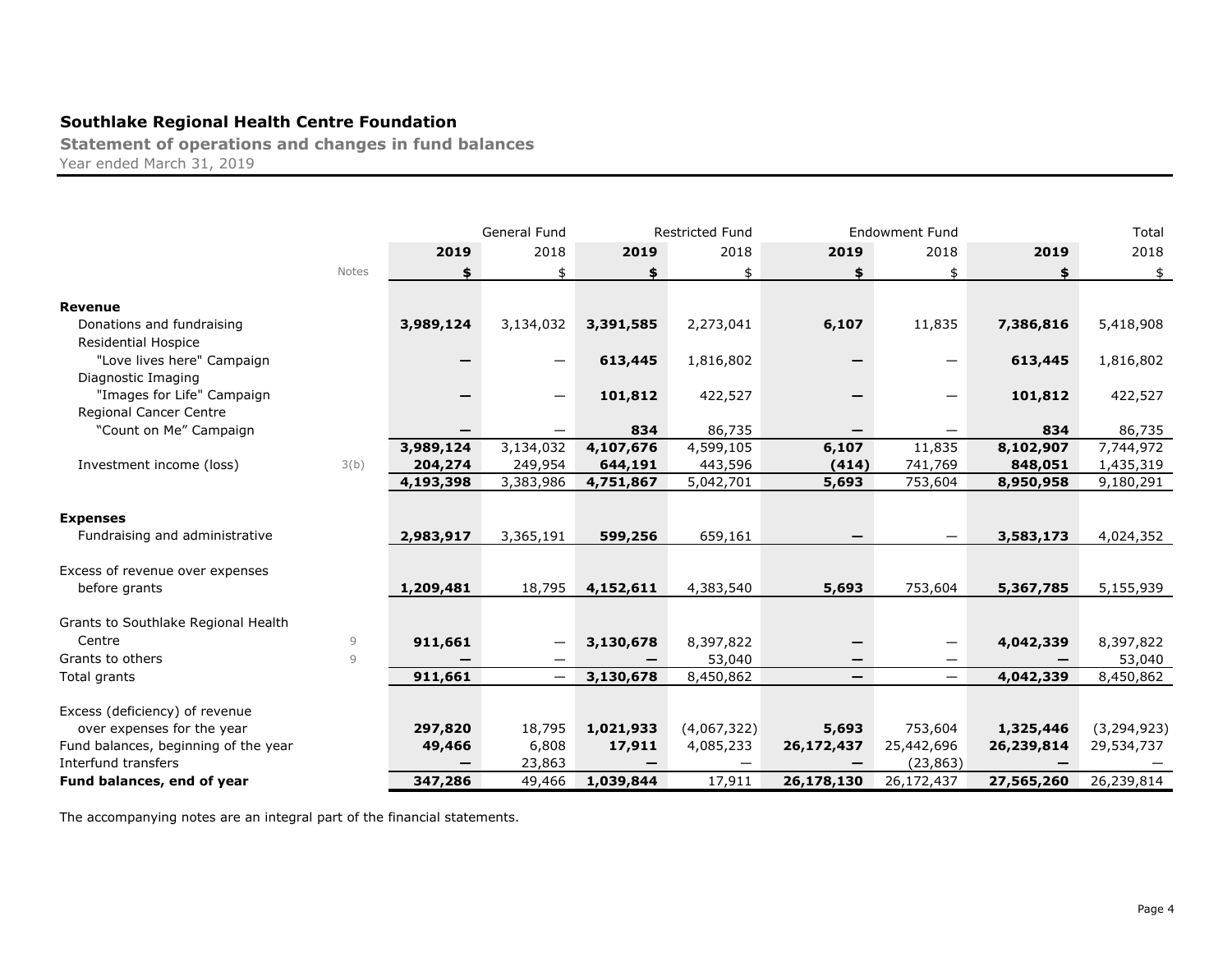## Southlake Regional Health Centre Foundation

**Statement of operations and changes in fund balances**

Year ended March 31, 2019

| | | General Fund | | Restricted Fund | | Endowment Fund | | | Total |
|---|---|---|---|---|---|---|---|---|---|
| | | **2019** | 2018 | **2019** | 2018 | **2019** | 2018 | **2019** | 2018 |
| | Notes | **$** | $ | **$** | $ | **$** | $ | **$** | $ |
| **Revenue** | | | | | | | | | |
| Donations and fundraising | | **3,989,124** | 3,134,032 | **3,391,585** | 2,273,041 | **6,107** | 11,835 | **7,386,816** | 5,418,908 |
| Residential Hospice | | | | | | | | | |
| "Love lives here" Campaign | | **—** | — | **613,445** | 1,816,802 | **—** | — | **613,445** | 1,816,802 |
| Diagnostic Imaging | | | | | | | | | |
| "Images for Life" Campaign | | **—** | — | **101,812** | 422,527 | **—** | — | **101,812** | 422,527 |
| Regional Cancer Centre | | | | | | | | | |
| "Count on Me" Campaign | | **—** | — | **834** | 86,735 | **—** | — | **834** | 86,735 |
| | | **3,989,124** | 3,134,032 | **4,107,676** | 4,599,105 | **6,107** | 11,835 | **8,102,907** | 7,744,972 |
| Investment income (loss) | 3(b) | **204,274** | 249,954 | **644,191** | 443,596 | **(414)** | 741,769 | **848,051** | 1,435,319 |
| | | **4,193,398** | 3,383,986 | **4,751,867** | 5,042,701 | **5,693** | 753,604 | **8,950,958** | 9,180,291 |
| **Expenses** | | | | | | | | | |
| Fundraising and administrative | | **2,983,917** | 3,365,191 | **599,256** | 659,161 | **—** | — | **3,583,173** | 4,024,352 |
| Excess of revenue over expenses before grants | | **1,209,481** | 18,795 | **4,152,611** | 4,383,540 | **5,693** | 753,604 | **5,367,785** | 5,155,939 |
| Grants to Southlake Regional Health Centre | 9 | **911,661** | — | **3,130,678** | 8,397,822 | **—** | — | **4,042,339** | 8,397,822 |
| Grants to others | 9 | **—** | — | **—** | 53,040 | **—** | — | **—** | 53,040 |
| Total grants | | **911,661** | — | **3,130,678** | 8,450,862 | **—** | — | **4,042,339** | 8,450,862 |
| Excess (deficiency) of revenue over expenses for the year | | **297,820** | 18,795 | **1,021,933** | (4,067,322) | **5,693** | 753,604 | **1,325,446** | (3,294,923) |
| Fund balances, beginning of the year | | **49,466** | 6,808 | **17,911** | 4,085,233 | **26,172,437** | 25,442,696 | **26,239,814** | 29,534,737 |
| Interfund transfers | | **—** | 23,863 | **—** | — | **—** | (23,863) | **—** | — |
| **Fund balances, end of year** | | **347,286** | 49,466 | **1,039,844** | 17,911 | **26,178,130** | 26,172,437 | **27,565,260** | 26,239,814 |

The accompanying notes are an integral part of the financial statements.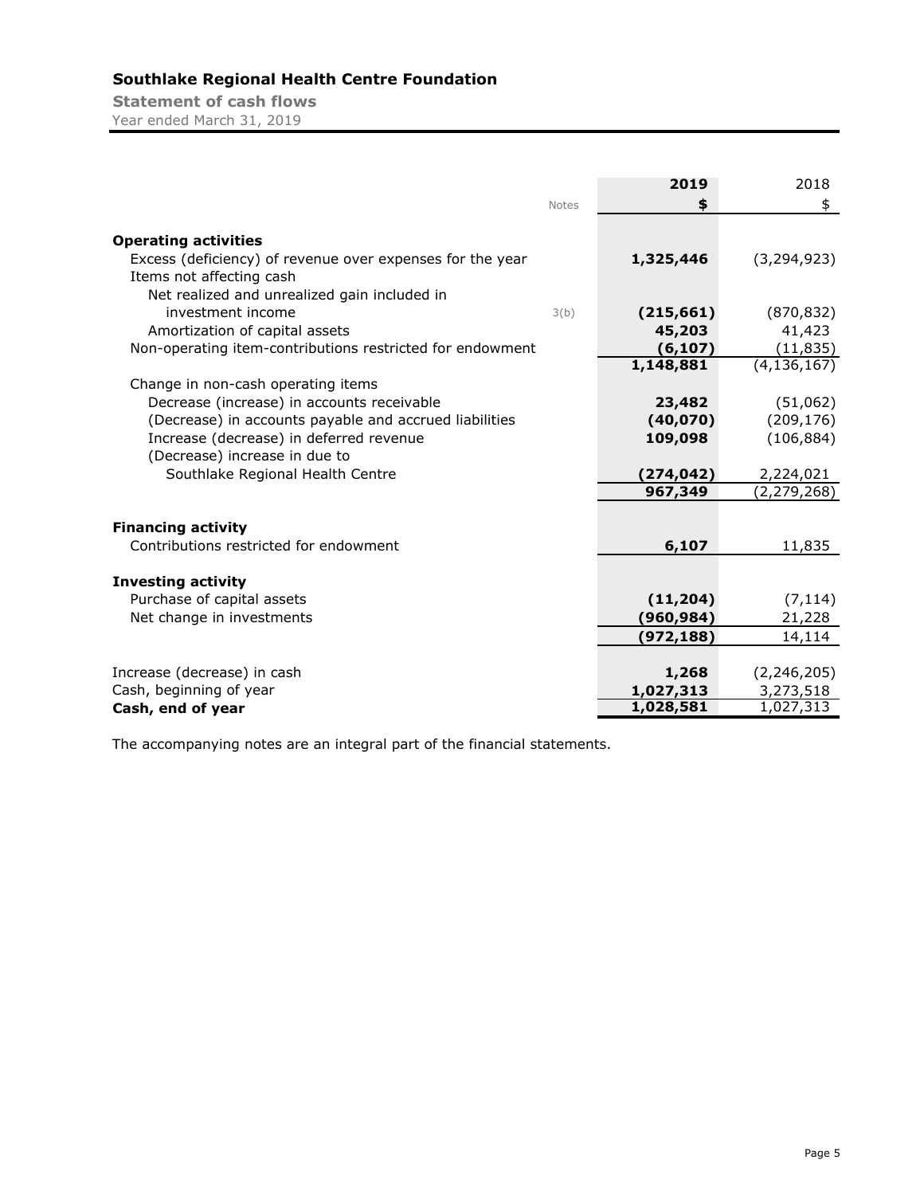# Southlake Regional Health Centre Foundation

## Statement of cash flows

Year ended March 31, 2019

| | Notes | 2019 | 2018 |
|---|---|---|---|
| | | $ | $ |
| **Operating activities** | | | |
| Excess (deficiency) of revenue over expenses for the year | | **1,325,446** | (3,294,923) |
| Items not affecting cash | | | |
| Net realized and unrealized gain included in investment income | 3(b) | **(215,661)** | (870,832) |
| Amortization of capital assets | | **45,203** | 41,423 |
| Non-operating item-contributions restricted for endowment | | **(6,107)** | (11,835) |
| | | **1,148,881** | (4,136,167) |
| Change in non-cash operating items | | | |
| Decrease (increase) in accounts receivable | | **23,482** | (51,062) |
| (Decrease) in accounts payable and accrued liabilities | | **(40,070)** | (209,176) |
| Increase (decrease) in deferred revenue | | **109,098** | (106,884) |
| (Decrease) increase in due to Southlake Regional Health Centre | | **(274,042)** | 2,224,021 |
| | | **967,349** | (2,279,268) |
| **Financing activity** | | | |
| Contributions restricted for endowment | | **6,107** | 11,835 |
| **Investing activity** | | | |
| Purchase of capital assets | | **(11,204)** | (7,114) |
| Net change in investments | | **(960,984)** | 21,228 |
| | | **(972,188)** | 14,114 |
| Increase (decrease) in cash | | **1,268** | (2,246,205) |
| Cash, beginning of year | | **1,027,313** | 3,273,518 |
| **Cash, end of year** | | **1,028,581** | 1,027,313 |

The accompanying notes are an integral part of the financial statements.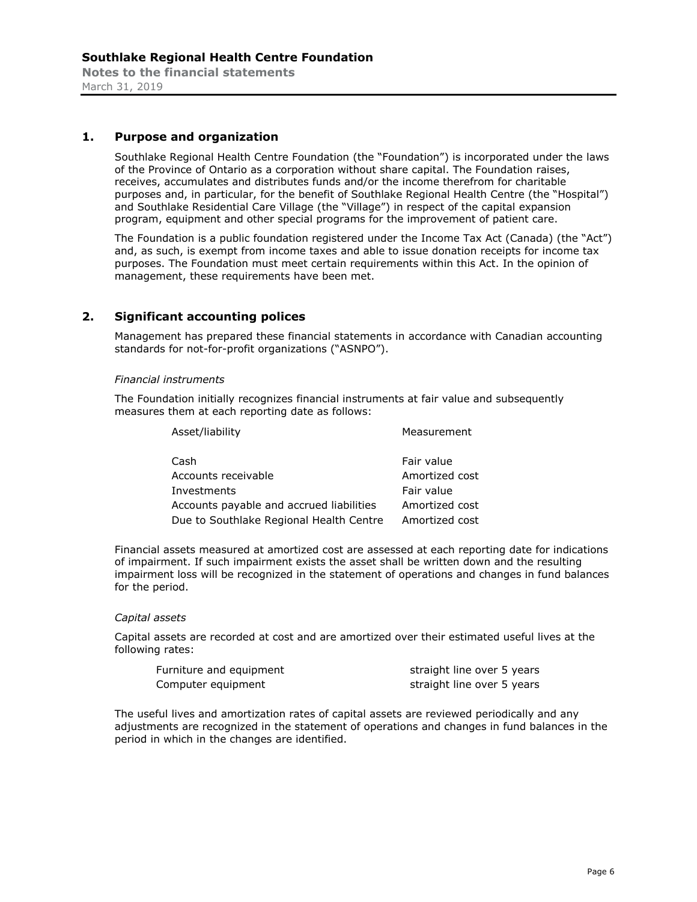## 1. Purpose and organization

Southlake Regional Health Centre Foundation (the "Foundation") is incorporated under the laws of the Province of Ontario as a corporation without share capital. The Foundation raises, receives, accumulates and distributes funds and/or the income therefrom for charitable purposes and, in particular, for the benefit of Southlake Regional Health Centre (the "Hospital") and Southlake Residential Care Village (the "Village") in respect of the capital expansion program, equipment and other special programs for the improvement of patient care.

The Foundation is a public foundation registered under the Income Tax Act (Canada) (the "Act") and, as such, is exempt from income taxes and able to issue donation receipts for income tax purposes. The Foundation must meet certain requirements within this Act. In the opinion of management, these requirements have been met.

## 2. Significant accounting polices

Management has prepared these financial statements in accordance with Canadian accounting standards for not-for-profit organizations ("ASNPO").

*Financial instruments*

The Foundation initially recognizes financial instruments at fair value and subsequently measures them at each reporting date as follows:

| Asset/liability | Measurement |
|---|---|
| Cash | Fair value |
| Accounts receivable | Amortized cost |
| Investments | Fair value |
| Accounts payable and accrued liabilities | Amortized cost |
| Due to Southlake Regional Health Centre | Amortized cost |

Financial assets measured at amortized cost are assessed at each reporting date for indications of impairment. If such impairment exists the asset shall be written down and the resulting impairment loss will be recognized in the statement of operations and changes in fund balances for the period.

*Capital assets*

Capital assets are recorded at cost and are amortized over their estimated useful lives at the following rates:

| | |
|---|---|
| Furniture and equipment | straight line over 5 years |
| Computer equipment | straight line over 5 years |

The useful lives and amortization rates of capital assets are reviewed periodically and any adjustments are recognized in the statement of operations and changes in fund balances in the period in which in the changes are identified.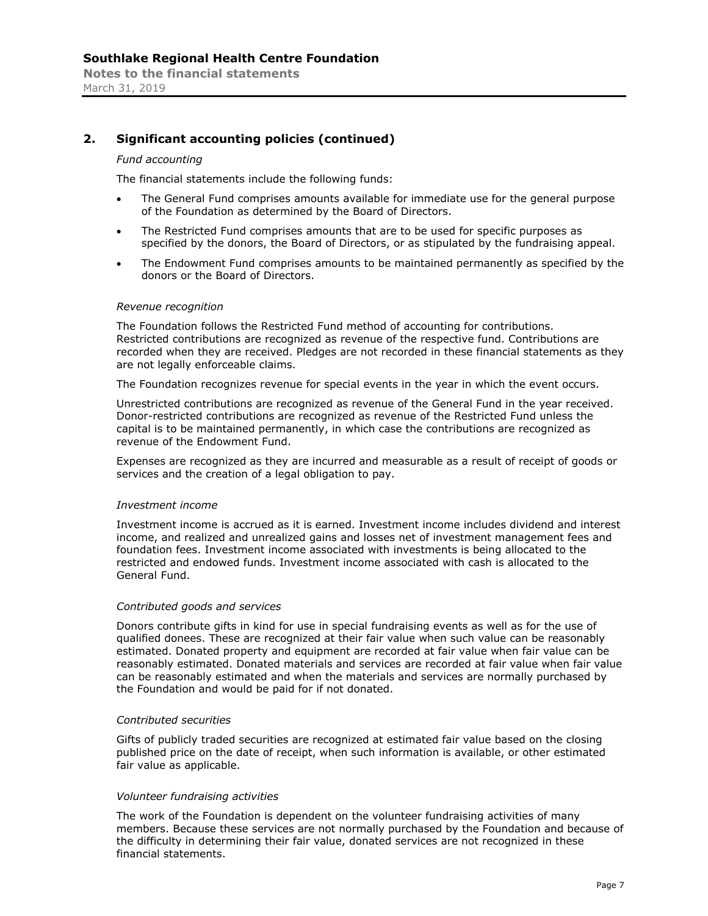## 2. Significant accounting policies (continued)

*Fund accounting*

The financial statements include the following funds:

- The General Fund comprises amounts available for immediate use for the general purpose of the Foundation as determined by the Board of Directors.
- The Restricted Fund comprises amounts that are to be used for specific purposes as specified by the donors, the Board of Directors, or as stipulated by the fundraising appeal.
- The Endowment Fund comprises amounts to be maintained permanently as specified by the donors or the Board of Directors.

*Revenue recognition*

The Foundation follows the Restricted Fund method of accounting for contributions. Restricted contributions are recognized as revenue of the respective fund. Contributions are recorded when they are received. Pledges are not recorded in these financial statements as they are not legally enforceable claims.

The Foundation recognizes revenue for special events in the year in which the event occurs.

Unrestricted contributions are recognized as revenue of the General Fund in the year received. Donor-restricted contributions are recognized as revenue of the Restricted Fund unless the capital is to be maintained permanently, in which case the contributions are recognized as revenue of the Endowment Fund.

Expenses are recognized as they are incurred and measurable as a result of receipt of goods or services and the creation of a legal obligation to pay.

*Investment income*

Investment income is accrued as it is earned. Investment income includes dividend and interest income, and realized and unrealized gains and losses net of investment management fees and foundation fees. Investment income associated with investments is being allocated to the restricted and endowed funds. Investment income associated with cash is allocated to the General Fund.

*Contributed goods and services*

Donors contribute gifts in kind for use in special fundraising events as well as for the use of qualified donees. These are recognized at their fair value when such value can be reasonably estimated. Donated property and equipment are recorded at fair value when fair value can be reasonably estimated. Donated materials and services are recorded at fair value when fair value can be reasonably estimated and when the materials and services are normally purchased by the Foundation and would be paid for if not donated.

*Contributed securities*

Gifts of publicly traded securities are recognized at estimated fair value based on the closing published price on the date of receipt, when such information is available, or other estimated fair value as applicable.

*Volunteer fundraising activities*

The work of the Foundation is dependent on the volunteer fundraising activities of many members. Because these services are not normally purchased by the Foundation and because of the difficulty in determining their fair value, donated services are not recognized in these financial statements.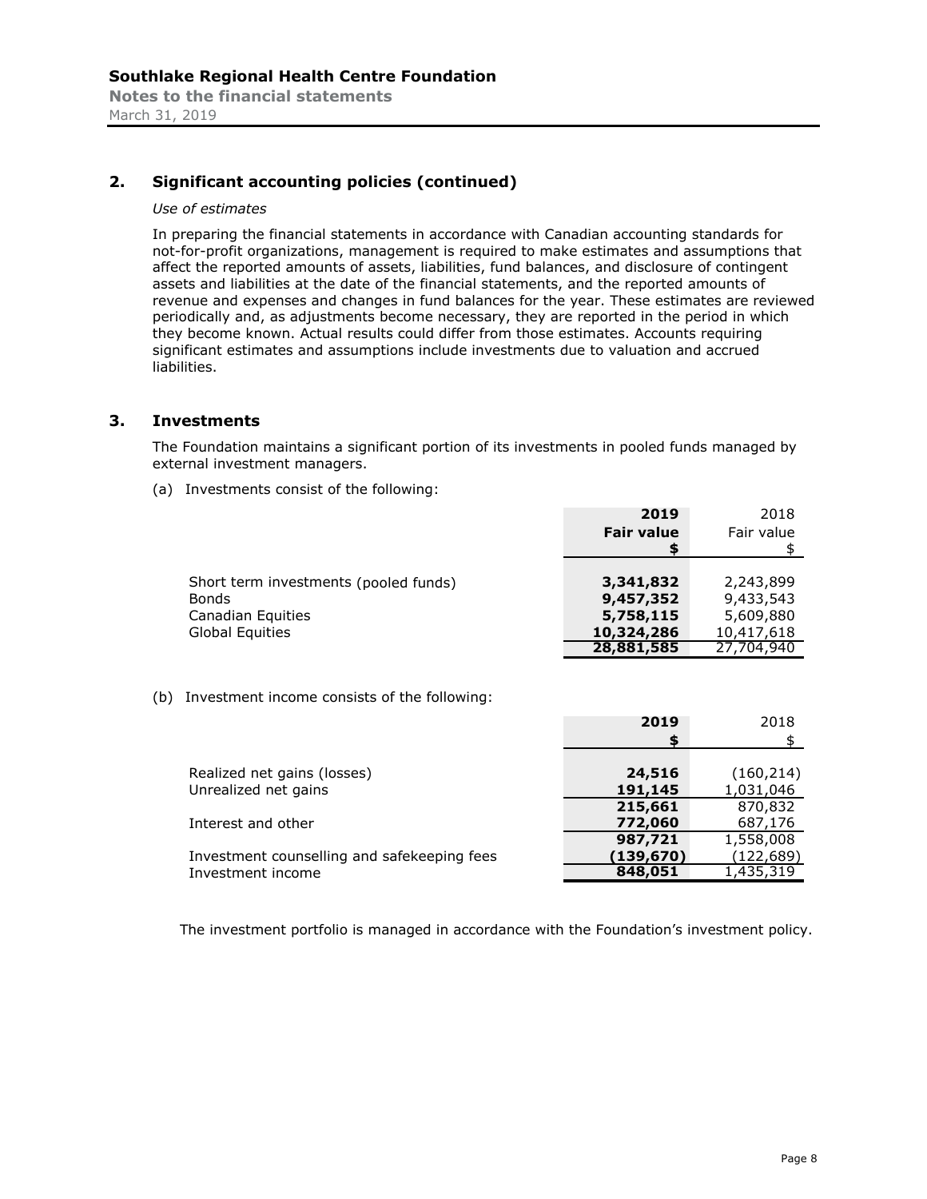## 2. Significant accounting policies (continued)

*Use of estimates*

In preparing the financial statements in accordance with Canadian accounting standards for not-for-profit organizations, management is required to make estimates and assumptions that affect the reported amounts of assets, liabilities, fund balances, and disclosure of contingent assets and liabilities at the date of the financial statements, and the reported amounts of revenue and expenses and changes in fund balances for the year. These estimates are reviewed periodically and, as adjustments become necessary, they are reported in the period in which they become known. Actual results could differ from those estimates. Accounts requiring significant estimates and assumptions include investments due to valuation and accrued liabilities.

## 3. Investments

The Foundation maintains a significant portion of its investments in pooled funds managed by external investment managers.

(a) Investments consist of the following:

| | **2019 Fair value $** | 2018 Fair value $ |
|---|---|---|
| Short term investments (pooled funds) | **3,341,832** | 2,243,899 |
| Bonds | **9,457,352** | 9,433,543 |
| Canadian Equities | **5,758,115** | 5,609,880 |
| Global Equities | **10,324,286** | 10,417,618 |
| | **28,881,585** | 27,704,940 |

(b) Investment income consists of the following:

| | **2019 $** | 2018 $ |
|---|---|---|
| Realized net gains (losses) | **24,516** | (160,214) |
| Unrealized net gains | **191,145** | 1,031,046 |
| | **215,661** | 870,832 |
| Interest and other | **772,060** | 687,176 |
| | **987,721** | 1,558,008 |
| Investment counselling and safekeeping fees | **(139,670)** | (122,689) |
| Investment income | **848,051** | 1,435,319 |

The investment portfolio is managed in accordance with the Foundation's investment policy.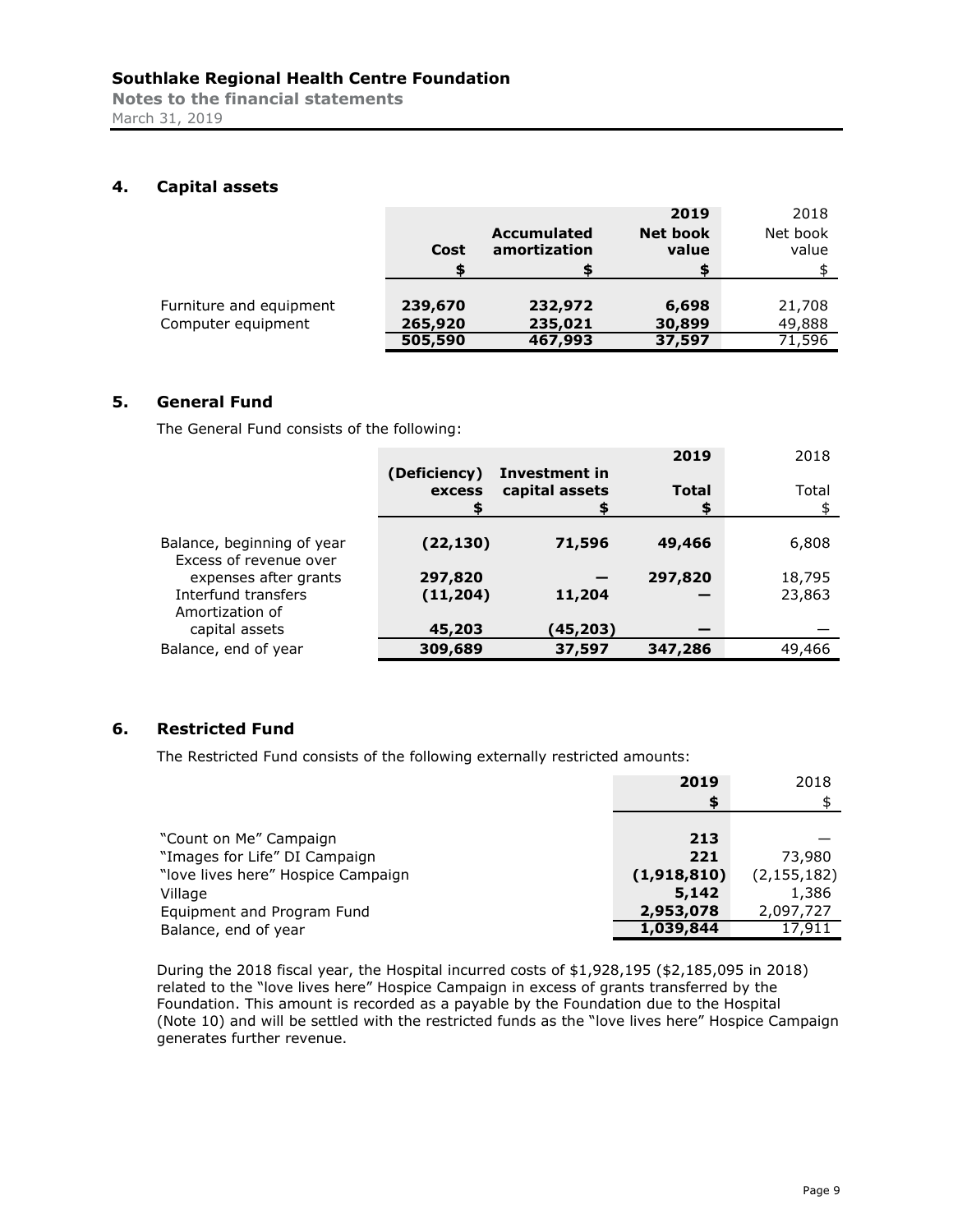**Southlake Regional Health Centre Foundation**
**Notes to the financial statements**
March 31, 2019

## 4. Capital assets

| | Cost | Accumulated amortization | 2019 Net book value | 2018 Net book value |
|---|---|---|---|---|
| | $ | $ | $ | $ |
| Furniture and equipment | **239,670** | **232,972** | **6,698** | 21,708 |
| Computer equipment | **265,920** | **235,021** | **30,899** | 49,888 |
| | **505,590** | **467,993** | **37,597** | 71,596 |

## 5. General Fund

The General Fund consists of the following:

| | (Deficiency) excess | Investment in capital assets | 2019 Total | 2018 Total |
|---|---|---|---|---|
| | $ | $ | $ | $ |
| Balance, beginning of year | **(22,130)** | **71,596** | **49,466** | 6,808 |
| Excess of revenue over expenses after grants | **297,820** | **—** | **297,820** | 18,795 |
| Interfund transfers | **(11,204)** | **11,204** | **—** | 23,863 |
| Amortization of capital assets | **45,203** | **(45,203)** | **—** | — |
| Balance, end of year | **309,689** | **37,597** | **347,286** | 49,466 |

## 6. Restricted Fund

The Restricted Fund consists of the following externally restricted amounts:

| | 2019 | 2018 |
|---|---|---|
| | $ | $ |
| "Count on Me" Campaign | **213** | — |
| "Images for Life" DI Campaign | **221** | 73,980 |
| "love lives here" Hospice Campaign | **(1,918,810)** | (2,155,182) |
| Village | **5,142** | 1,386 |
| Equipment and Program Fund | **2,953,078** | 2,097,727 |
| Balance, end of year | **1,039,844** | 17,911 |

During the 2018 fiscal year, the Hospital incurred costs of $1,928,195 ($2,185,095 in 2018) related to the "love lives here" Hospice Campaign in excess of grants transferred by the Foundation. This amount is recorded as a payable by the Foundation due to the Hospital (Note 10) and will be settled with the restricted funds as the "love lives here" Hospice Campaign generates further revenue.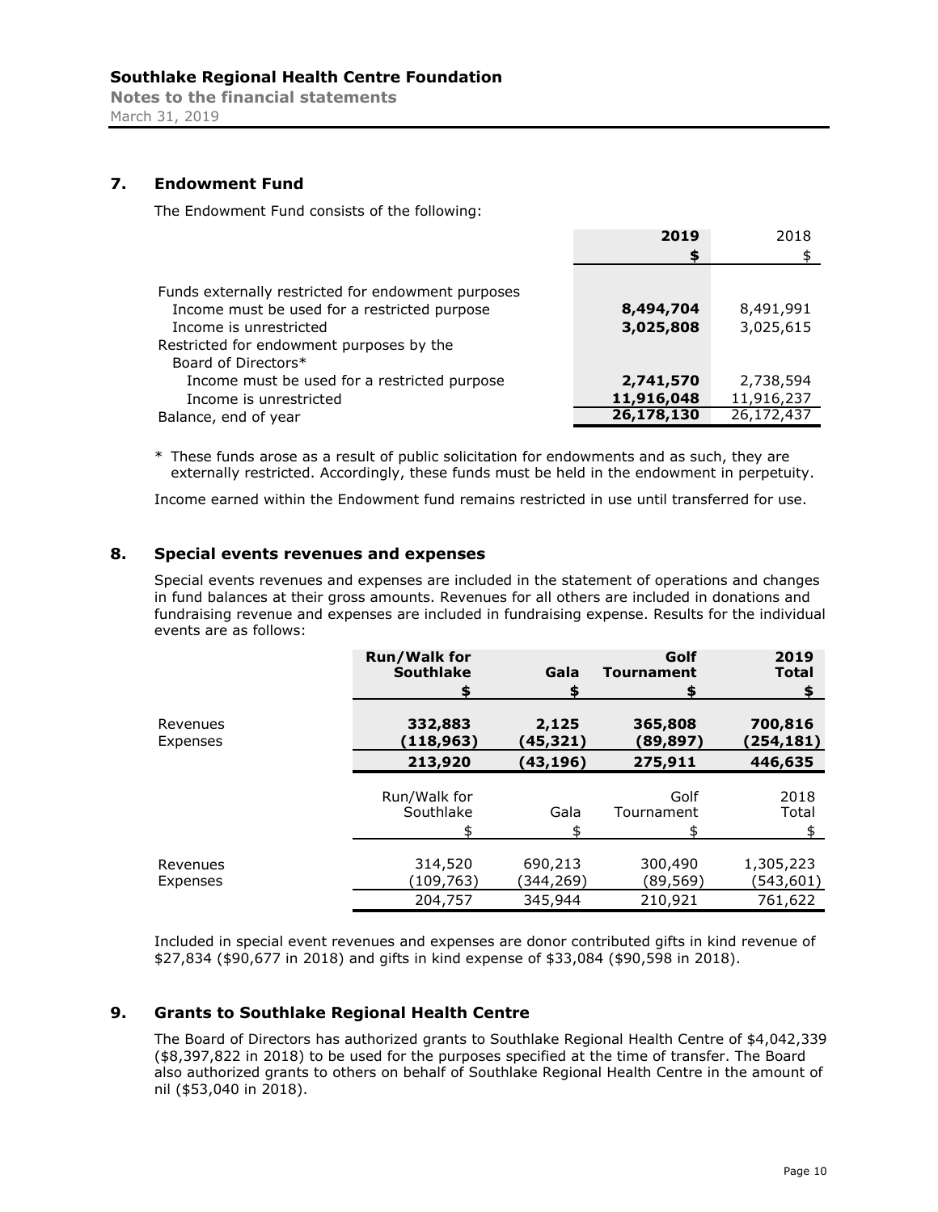# Southlake Regional Health Centre Foundation

**Notes to the financial statements**

March 31, 2019

## 7. Endowment Fund

The Endowment Fund consists of the following:

| | 2019 | 2018 |
|---|---|---|
| | $ | $ |
| Funds externally restricted for endowment purposes | | |
| Income must be used for a restricted purpose | **8,494,704** | 8,491,991 |
| Income is unrestricted | **3,025,808** | 3,025,615 |
| Restricted for endowment purposes by the Board of Directors* | | |
| Income must be used for a restricted purpose | **2,741,570** | 2,738,594 |
| Income is unrestricted | **11,916,048** | 11,916,237 |
| Balance, end of year | **26,178,130** | 26,172,437 |

\* These funds arose as a result of public solicitation for endowments and as such, they are externally restricted. Accordingly, these funds must be held in the endowment in perpetuity.

Income earned within the Endowment fund remains restricted in use until transferred for use.

## 8. Special events revenues and expenses

Special events revenues and expenses are included in the statement of operations and changes in fund balances at their gross amounts. Revenues for all others are included in donations and fundraising revenue and expenses are included in fundraising expense. Results for the individual events are as follows:

| | Run/Walk for Southlake | Gala | Golf Tournament | 2019 Total |
|---|---|---|---|---|
| | $ | $ | $ | $ |
| Revenues | **332,883** | **2,125** | **365,808** | **700,816** |
| Expenses | **(118,963)** | **(45,321)** | **(89,897)** | **(254,181)** |
| | **213,920** | **(43,196)** | **275,911** | **446,635** |

| | Run/Walk for Southlake | Gala | Golf Tournament | 2018 Total |
|---|---|---|---|---|
| | $ | $ | $ | $ |
| Revenues | 314,520 | 690,213 | 300,490 | 1,305,223 |
| Expenses | (109,763) | (344,269) | (89,569) | (543,601) |
| | 204,757 | 345,944 | 210,921 | 761,622 |

Included in special event revenues and expenses are donor contributed gifts in kind revenue of $27,834 ($90,677 in 2018) and gifts in kind expense of $33,084 ($90,598 in 2018).

## 9. Grants to Southlake Regional Health Centre

The Board of Directors has authorized grants to Southlake Regional Health Centre of $4,042,339 ($8,397,822 in 2018) to be used for the purposes specified at the time of transfer. The Board also authorized grants to others on behalf of Southlake Regional Health Centre in the amount of nil ($53,040 in 2018).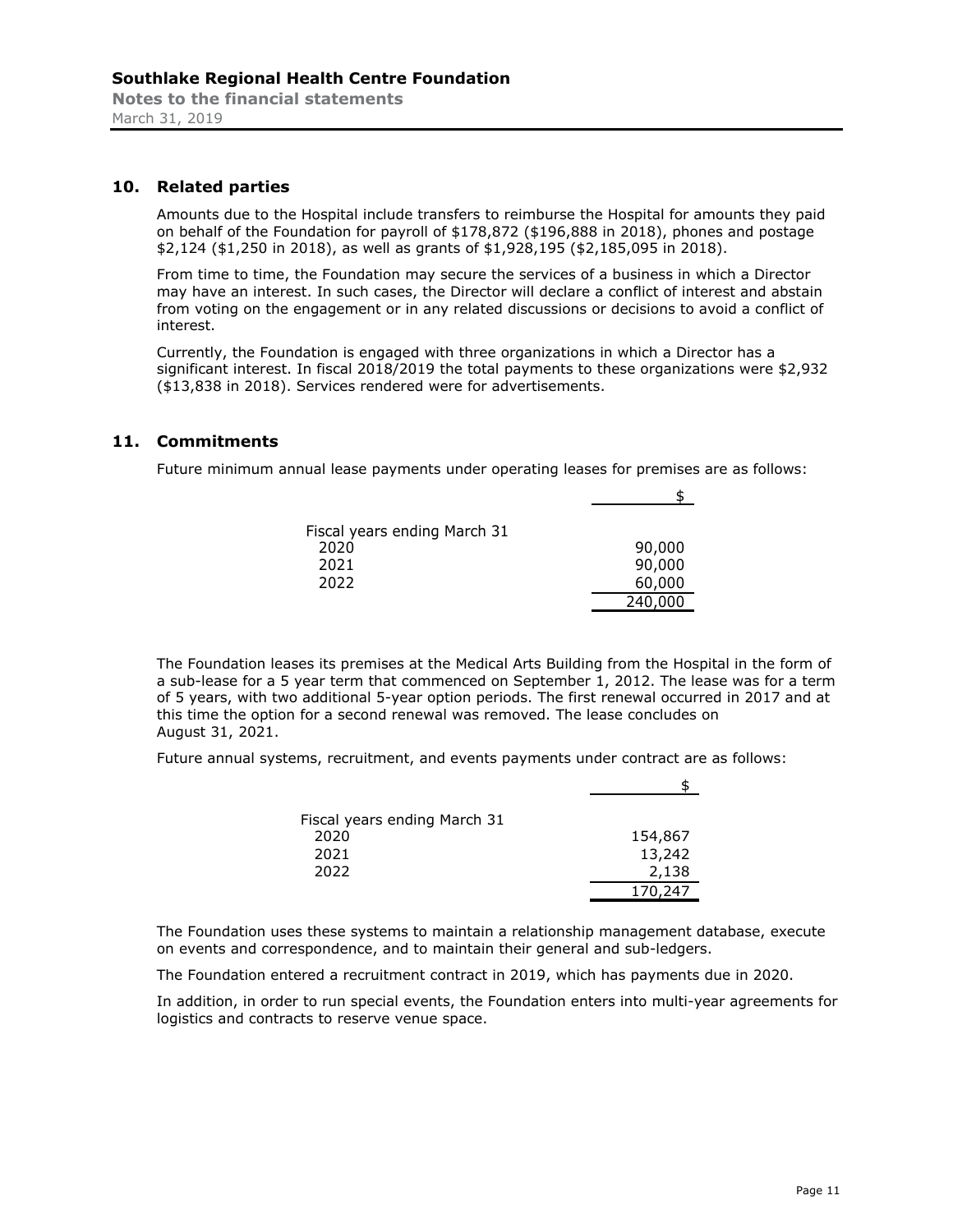## 10. Related parties

Amounts due to the Hospital include transfers to reimburse the Hospital for amounts they paid on behalf of the Foundation for payroll of $178,872 ($196,888 in 2018), phones and postage $2,124 ($1,250 in 2018), as well as grants of $1,928,195 ($2,185,095 in 2018).

From time to time, the Foundation may secure the services of a business in which a Director may have an interest. In such cases, the Director will declare a conflict of interest and abstain from voting on the engagement or in any related discussions or decisions to avoid a conflict of interest.

Currently, the Foundation is engaged with three organizations in which a Director has a significant interest. In fiscal 2018/2019 the total payments to these organizations were $2,932 ($13,838 in 2018). Services rendered were for advertisements.

## 11. Commitments

Future minimum annual lease payments under operating leases for premises are as follows:

| | $ |
|---|---|
| Fiscal years ending March 31 | |
| 2020 | 90,000 |
| 2021 | 90,000 |
| 2022 | 60,000 |
| | 240,000 |

The Foundation leases its premises at the Medical Arts Building from the Hospital in the form of a sub-lease for a 5 year term that commenced on September 1, 2012. The lease was for a term of 5 years, with two additional 5-year option periods. The first renewal occurred in 2017 and at this time the option for a second renewal was removed. The lease concludes on August 31, 2021.

Future annual systems, recruitment, and events payments under contract are as follows:

| | $ |
|---|---|
| Fiscal years ending March 31 | |
| 2020 | 154,867 |
| 2021 | 13,242 |
| 2022 | 2,138 |
| | 170,247 |

The Foundation uses these systems to maintain a relationship management database, execute on events and correspondence, and to maintain their general and sub-ledgers.

The Foundation entered a recruitment contract in 2019, which has payments due in 2020.

In addition, in order to run special events, the Foundation enters into multi-year agreements for logistics and contracts to reserve venue space.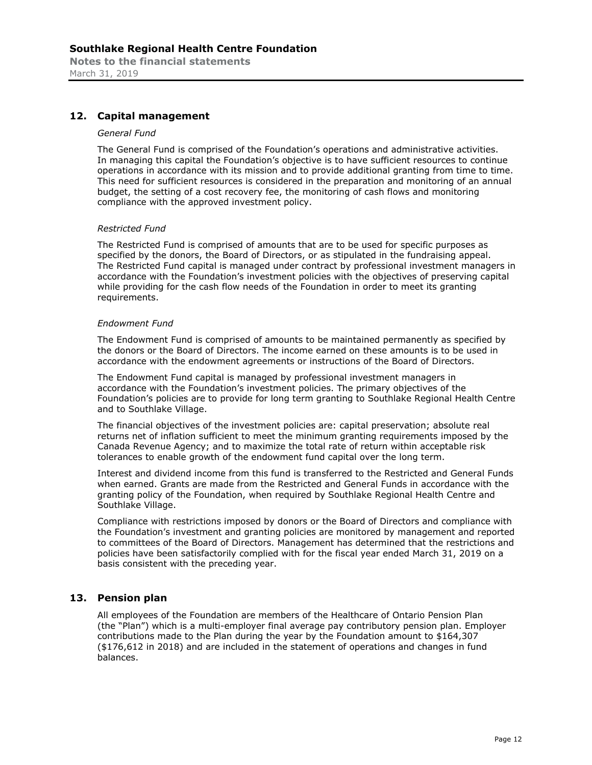## 12. Capital management

*General Fund*

The General Fund is comprised of the Foundation's operations and administrative activities. In managing this capital the Foundation's objective is to have sufficient resources to continue operations in accordance with its mission and to provide additional granting from time to time. This need for sufficient resources is considered in the preparation and monitoring of an annual budget, the setting of a cost recovery fee, the monitoring of cash flows and monitoring compliance with the approved investment policy.

*Restricted Fund*

The Restricted Fund is comprised of amounts that are to be used for specific purposes as specified by the donors, the Board of Directors, or as stipulated in the fundraising appeal. The Restricted Fund capital is managed under contract by professional investment managers in accordance with the Foundation's investment policies with the objectives of preserving capital while providing for the cash flow needs of the Foundation in order to meet its granting requirements.

*Endowment Fund*

The Endowment Fund is comprised of amounts to be maintained permanently as specified by the donors or the Board of Directors. The income earned on these amounts is to be used in accordance with the endowment agreements or instructions of the Board of Directors.

The Endowment Fund capital is managed by professional investment managers in accordance with the Foundation's investment policies. The primary objectives of the Foundation's policies are to provide for long term granting to Southlake Regional Health Centre and to Southlake Village.

The financial objectives of the investment policies are: capital preservation; absolute real returns net of inflation sufficient to meet the minimum granting requirements imposed by the Canada Revenue Agency; and to maximize the total rate of return within acceptable risk tolerances to enable growth of the endowment fund capital over the long term.

Interest and dividend income from this fund is transferred to the Restricted and General Funds when earned. Grants are made from the Restricted and General Funds in accordance with the granting policy of the Foundation, when required by Southlake Regional Health Centre and Southlake Village.

Compliance with restrictions imposed by donors or the Board of Directors and compliance with the Foundation's investment and granting policies are monitored by management and reported to committees of the Board of Directors. Management has determined that the restrictions and policies have been satisfactorily complied with for the fiscal year ended March 31, 2019 on a basis consistent with the preceding year.

## 13. Pension plan

All employees of the Foundation are members of the Healthcare of Ontario Pension Plan (the "Plan") which is a multi-employer final average pay contributory pension plan. Employer contributions made to the Plan during the year by the Foundation amount to $164,307 ($176,612 in 2018) and are included in the statement of operations and changes in fund balances.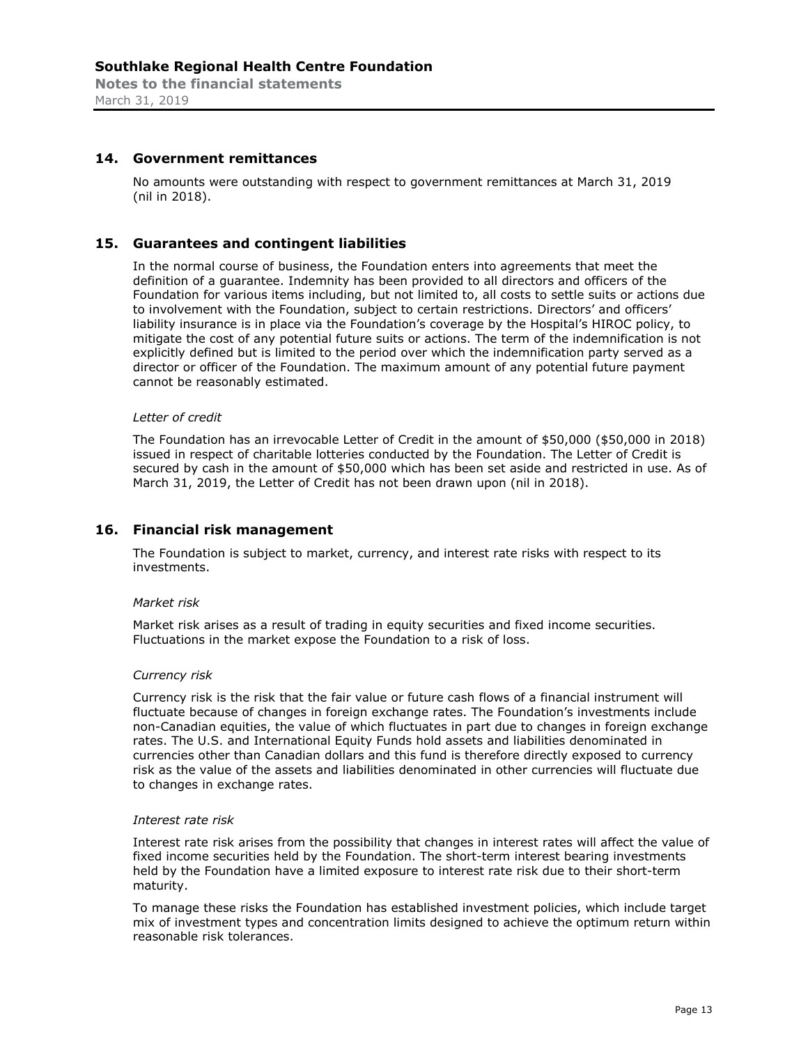## 14. Government remittances

No amounts were outstanding with respect to government remittances at March 31, 2019 (nil in 2018).

## 15. Guarantees and contingent liabilities

In the normal course of business, the Foundation enters into agreements that meet the definition of a guarantee. Indemnity has been provided to all directors and officers of the Foundation for various items including, but not limited to, all costs to settle suits or actions due to involvement with the Foundation, subject to certain restrictions. Directors' and officers' liability insurance is in place via the Foundation's coverage by the Hospital's HIROC policy, to mitigate the cost of any potential future suits or actions. The term of the indemnification is not explicitly defined but is limited to the period over which the indemnification party served as a director or officer of the Foundation. The maximum amount of any potential future payment cannot be reasonably estimated.

*Letter of credit*

The Foundation has an irrevocable Letter of Credit in the amount of $50,000 ($50,000 in 2018) issued in respect of charitable lotteries conducted by the Foundation. The Letter of Credit is secured by cash in the amount of $50,000 which has been set aside and restricted in use. As of March 31, 2019, the Letter of Credit has not been drawn upon (nil in 2018).

## 16. Financial risk management

The Foundation is subject to market, currency, and interest rate risks with respect to its investments.

*Market risk*

Market risk arises as a result of trading in equity securities and fixed income securities. Fluctuations in the market expose the Foundation to a risk of loss.

*Currency risk*

Currency risk is the risk that the fair value or future cash flows of a financial instrument will fluctuate because of changes in foreign exchange rates. The Foundation's investments include non-Canadian equities, the value of which fluctuates in part due to changes in foreign exchange rates. The U.S. and International Equity Funds hold assets and liabilities denominated in currencies other than Canadian dollars and this fund is therefore directly exposed to currency risk as the value of the assets and liabilities denominated in other currencies will fluctuate due to changes in exchange rates.

*Interest rate risk*

Interest rate risk arises from the possibility that changes in interest rates will affect the value of fixed income securities held by the Foundation. The short-term interest bearing investments held by the Foundation have a limited exposure to interest rate risk due to their short-term maturity.

To manage these risks the Foundation has established investment policies, which include target mix of investment types and concentration limits designed to achieve the optimum return within reasonable risk tolerances.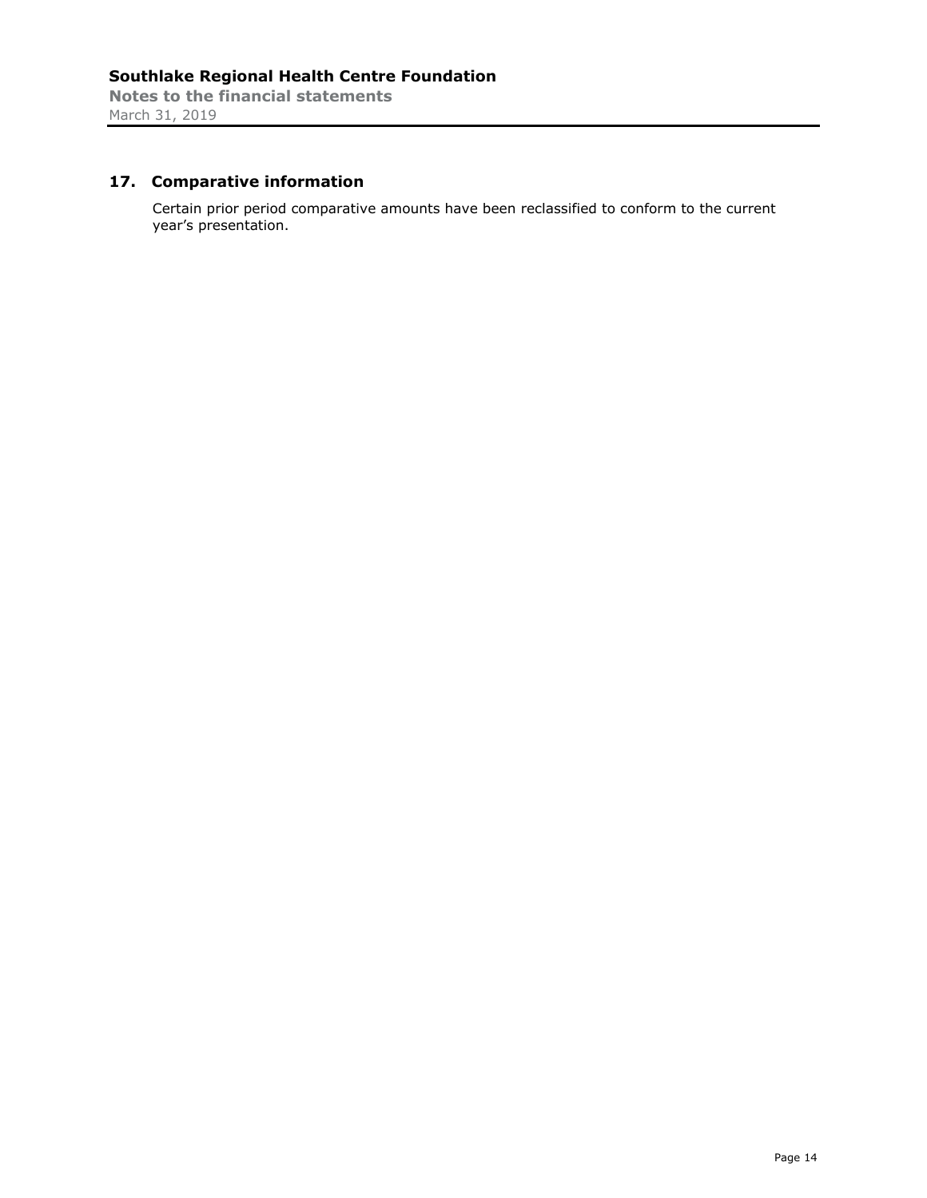## 17. Comparative information

Certain prior period comparative amounts have been reclassified to conform to the current year's presentation.